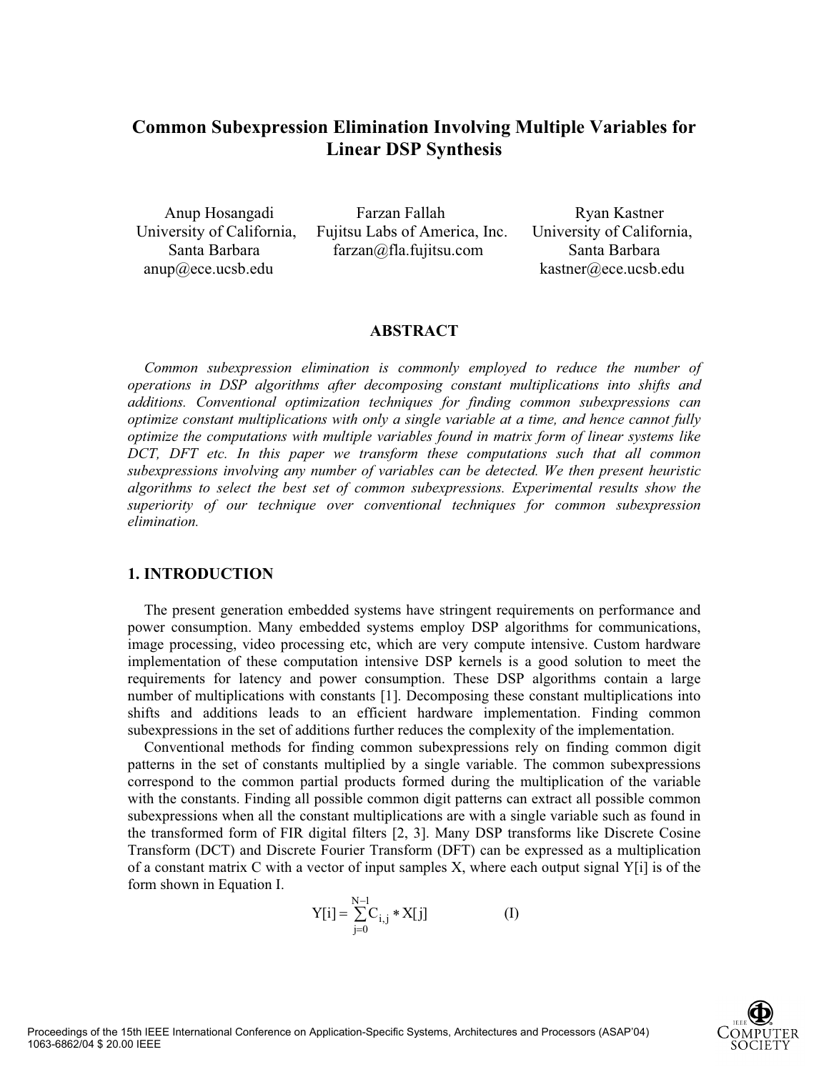# Common Subexpression Elimination Involving Multiple Variables for Linear DSP Synthesis

Anup Hosangadi
University of California, Santa Barbara
anup@ece.ucsb.edu

Farzan Fallah
Fujitsu Labs of America, Inc.
farzan@fla.fujitsu.com

Ryan Kastner
University of California, Santa Barbara
kastner@ece.ucsb.edu

## ABSTRACT

*Common subexpression elimination is commonly employed to reduce the number of operations in DSP algorithms after decomposing constant multiplications into shifts and additions. Conventional optimization techniques for finding common subexpressions can optimize constant multiplications with only a single variable at a time, and hence cannot fully optimize the computations with multiple variables found in matrix form of linear systems like DCT, DFT etc. In this paper we transform these computations such that all common subexpressions involving any number of variables can be detected. We then present heuristic algorithms to select the best set of common subexpressions. Experimental results show the superiority of our technique over conventional techniques for common subexpression elimination.*

## 1. INTRODUCTION

The present generation embedded systems have stringent requirements on performance and power consumption. Many embedded systems employ DSP algorithms for communications, image processing, video processing etc, which are very compute intensive. Custom hardware implementation of these computation intensive DSP kernels is a good solution to meet the requirements for latency and power consumption. These DSP algorithms contain a large number of multiplications with constants [1]. Decomposing these constant multiplications into shifts and additions leads to an efficient hardware implementation. Finding common subexpressions in the set of additions further reduces the complexity of the implementation.

Conventional methods for finding common subexpressions rely on finding common digit patterns in the set of constants multiplied by a single variable. The common subexpressions correspond to the common partial products formed during the multiplication of the variable with the constants. Finding all possible common digit patterns can extract all possible common subexpressions when all the constant multiplications are with a single variable such as found in the transformed form of FIR digital filters [2, 3]. Many DSP transforms like Discrete Cosine Transform (DCT) and Discrete Fourier Transform (DFT) can be expressed as a multiplication of a constant matrix C with a vector of input samples X, where each output signal Y[i] is of the form shown in Equation I.

$$Y[i] = \sum_{j=0}^{N-1} C_{i,j} * X[j] \qquad \text{(I)}$$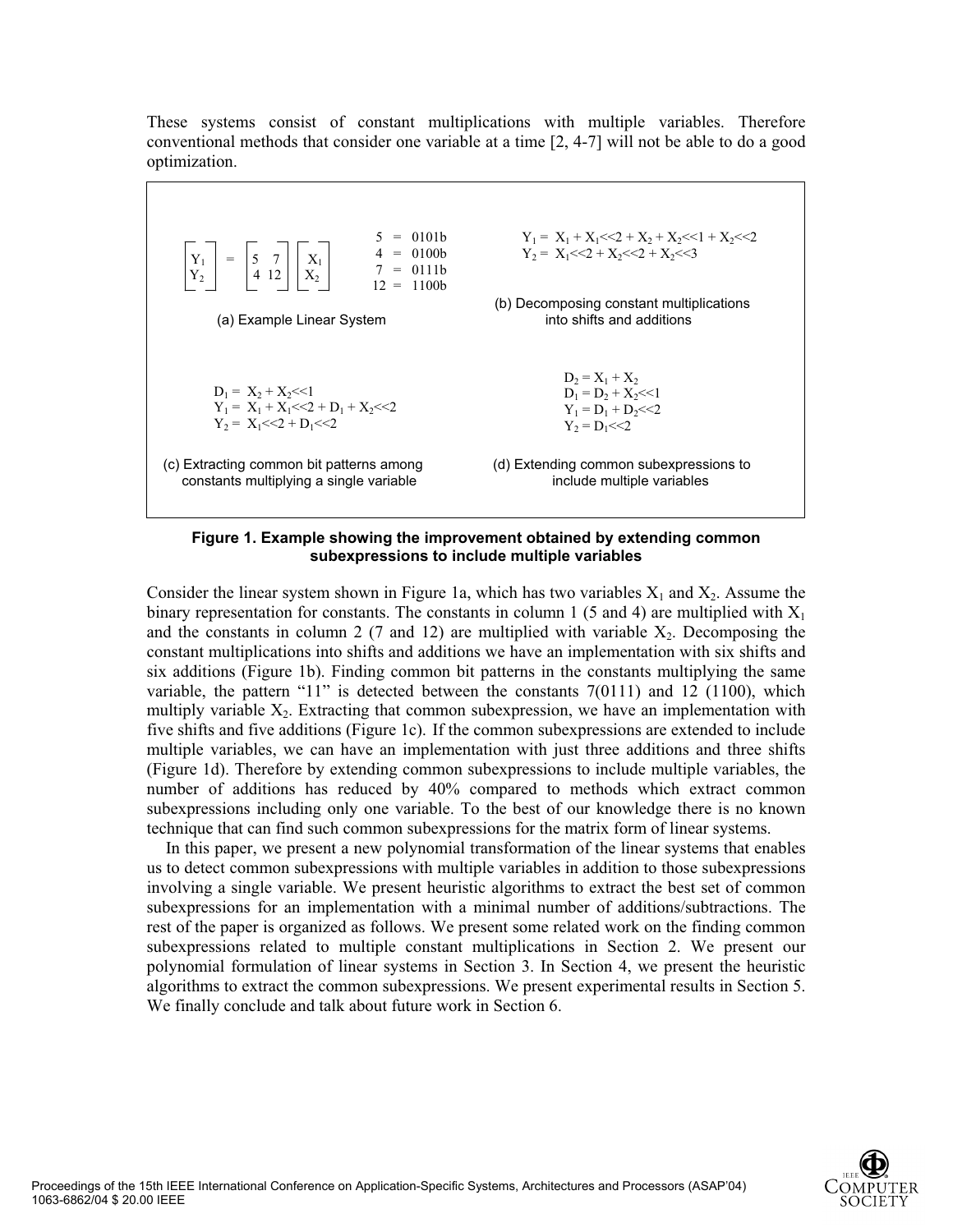These systems consist of constant multiplications with multiple variables. Therefore conventional methods that consider one variable at a time [2, 4-7] will not be able to do a good optimization.

$$\begin{bmatrix} Y_1 \\ Y_2 \end{bmatrix} = \begin{bmatrix} 5 & 7 \\ 4 & 12 \end{bmatrix} \begin{bmatrix} X_1 \\ X_2 \end{bmatrix} \qquad \begin{aligned} 5 &= 0101b \\ 4 &= 0100b \\ 7 &= 0111b \\ 12 &= 1100b \end{aligned}$$

(a) Example Linear System

$$\begin{aligned} Y_1 &= X_1 + X_1{<<}2 + X_2 + X_2{<<}1 + X_2{<<}2 \\ Y_2 &= X_1{<<}2 + X_2{<<}2 + X_2{<<}3 \end{aligned}$$

(b) Decomposing constant multiplications into shifts and additions

$$\begin{aligned} D_1 &= X_2 + X_2{<<}1 \\ Y_1 &= X_1 + X_1{<<}2 + D_1 + X_2{<<}2 \\ Y_2 &= X_1{<<}2 + D_1{<<}2 \end{aligned}$$

(c) Extracting common bit patterns among constants multiplying a single variable

$$\begin{aligned} D_2 &= X_1 + X_2 \\ D_1 &= D_2 + X_2{<<}1 \\ Y_1 &= D_1 + D_2{<<}2 \\ Y_2 &= D_1{<<}2 \end{aligned}$$

(d) Extending common subexpressions to include multiple variables

**Figure 1. Example showing the improvement obtained by extending common subexpressions to include multiple variables**

Consider the linear system shown in Figure 1a, which has two variables $X_1$ and $X_2$. Assume the binary representation for constants. The constants in column 1 (5 and 4) are multiplied with $X_1$ and the constants in column 2 (7 and 12) are multiplied with variable $X_2$. Decomposing the constant multiplications into shifts and additions we have an implementation with six shifts and six additions (Figure 1b). Finding common bit patterns in the constants multiplying the same variable, the pattern "11" is detected between the constants 7(0111) and 12 (1100), which multiply variable $X_2$. Extracting that common subexpression, we have an implementation with five shifts and five additions (Figure 1c). If the common subexpressions are extended to include multiple variables, we can have an implementation with just three additions and three shifts (Figure 1d). Therefore by extending common subexpressions to include multiple variables, the number of additions has reduced by 40% compared to methods which extract common subexpressions including only one variable. To the best of our knowledge there is no known technique that can find such common subexpressions for the matrix form of linear systems.

In this paper, we present a new polynomial transformation of the linear systems that enables us to detect common subexpressions with multiple variables in addition to those subexpressions involving a single variable. We present heuristic algorithms to extract the best set of common subexpressions for an implementation with a minimal number of additions/subtractions. The rest of the paper is organized as follows. We present some related work on the finding common subexpressions related to multiple constant multiplications in Section 2. We present our polynomial formulation of linear systems in Section 3. In Section 4, we present the heuristic algorithms to extract the common subexpressions. We present experimental results in Section 5. We finally conclude and talk about future work in Section 6.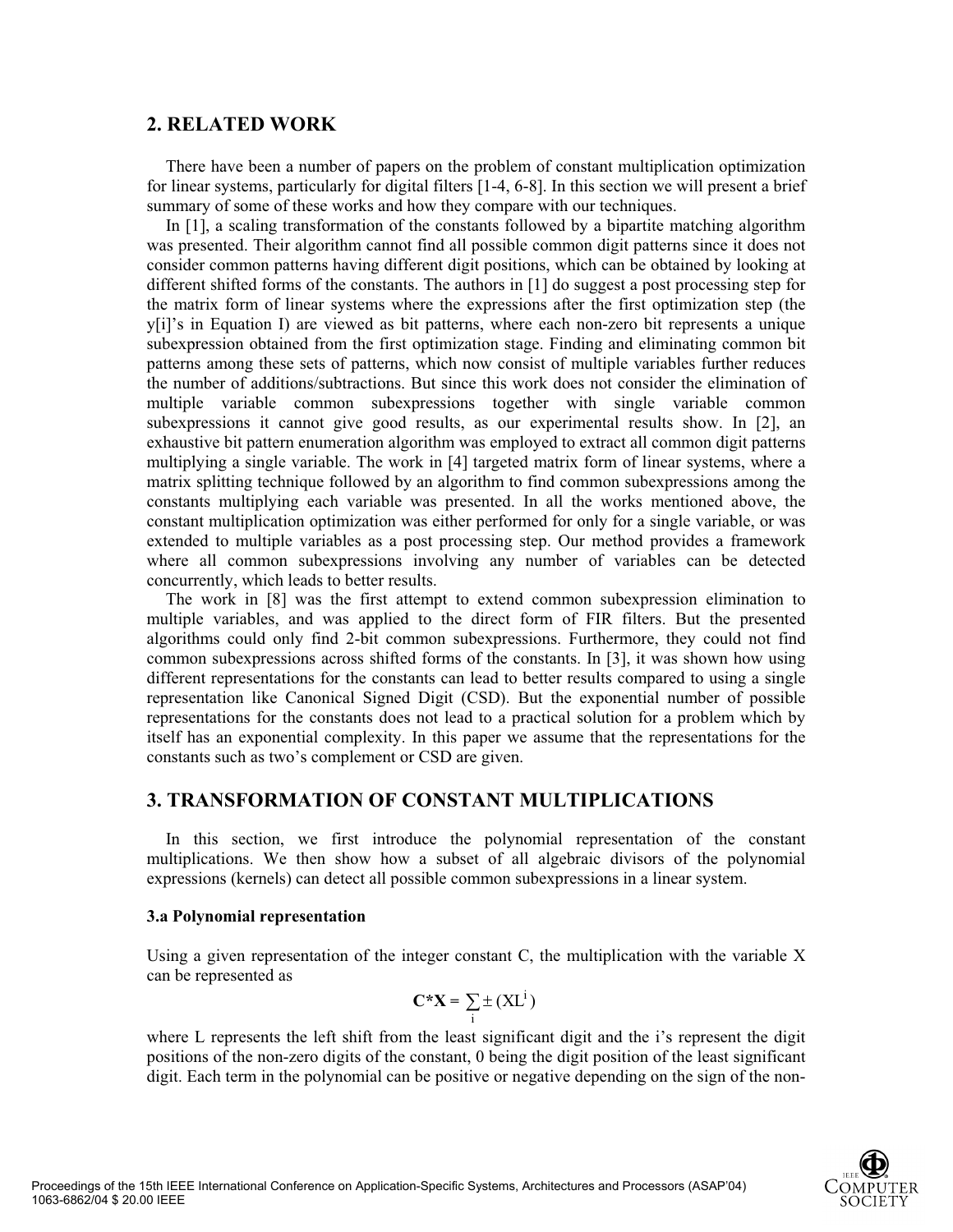## 2. RELATED WORK

There have been a number of papers on the problem of constant multiplication optimization for linear systems, particularly for digital filters [1-4, 6-8]. In this section we will present a brief summary of some of these works and how they compare with our techniques.

In [1], a scaling transformation of the constants followed by a bipartite matching algorithm was presented. Their algorithm cannot find all possible common digit patterns since it does not consider common patterns having different digit positions, which can be obtained by looking at different shifted forms of the constants. The authors in [1] do suggest a post processing step for the matrix form of linear systems where the expressions after the first optimization step (the y[i]'s in Equation I) are viewed as bit patterns, where each non-zero bit represents a unique subexpression obtained from the first optimization stage. Finding and eliminating common bit patterns among these sets of patterns, which now consist of multiple variables further reduces the number of additions/subtractions. But since this work does not consider the elimination of multiple variable common subexpressions together with single variable common subexpressions it cannot give good results, as our experimental results show. In [2], an exhaustive bit pattern enumeration algorithm was employed to extract all common digit patterns multiplying a single variable. The work in [4] targeted matrix form of linear systems, where a matrix splitting technique followed by an algorithm to find common subexpressions among the constants multiplying each variable was presented. In all the works mentioned above, the constant multiplication optimization was either performed for only for a single variable, or was extended to multiple variables as a post processing step. Our method provides a framework where all common subexpressions involving any number of variables can be detected concurrently, which leads to better results.

The work in [8] was the first attempt to extend common subexpression elimination to multiple variables, and was applied to the direct form of FIR filters. But the presented algorithms could only find 2-bit common subexpressions. Furthermore, they could not find common subexpressions across shifted forms of the constants. In [3], it was shown how using different representations for the constants can lead to better results compared to using a single representation like Canonical Signed Digit (CSD). But the exponential number of possible representations for the constants does not lead to a practical solution for a problem which by itself has an exponential complexity. In this paper we assume that the representations for the constants such as two's complement or CSD are given.

## 3. TRANSFORMATION OF CONSTANT MULTIPLICATIONS

In this section, we first introduce the polynomial representation of the constant multiplications. We then show how a subset of all algebraic divisors of the polynomial expressions (kernels) can detect all possible common subexpressions in a linear system.

### 3.a Polynomial representation

Using a given representation of the integer constant C, the multiplication with the variable X can be represented as

$$\mathbf{C*X} = \sum_{i} \pm (XL^{i})$$

where L represents the left shift from the least significant digit and the i's represent the digit positions of the non-zero digits of the constant, 0 being the digit position of the least significant digit. Each term in the polynomial can be positive or negative depending on the sign of the non-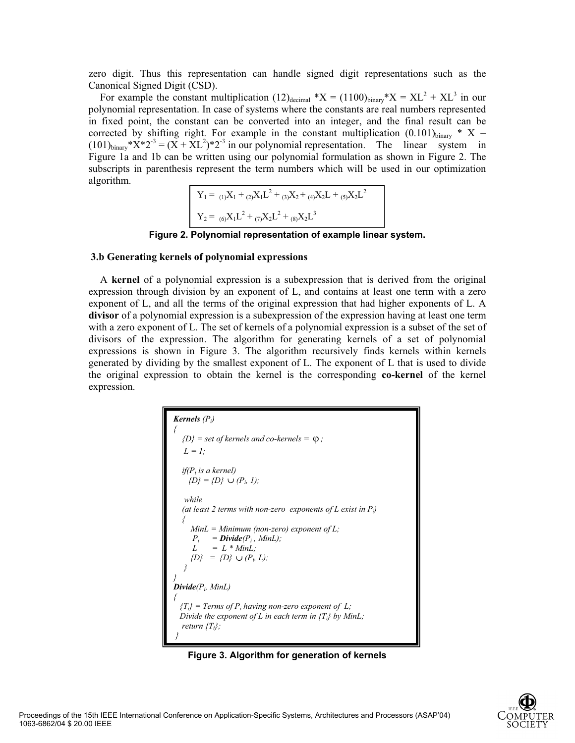zero digit. Thus this representation can handle signed digit representations such as the Canonical Signed Digit (CSD).

For example the constant multiplication $(12)_{decimal} *X = (1100)_{binary}*X = XL^2 + XL^3$ in our polynomial representation. In case of systems where the constants are real numbers represented in fixed point, the constant can be converted into an integer, and the final result can be corrected by shifting right. For example in the constant multiplication $(0.101)_{binary} * X = (101)_{binary}*X*2^{-3} = (X + XL^2)*2^{-3}$ in our polynomial representation. The linear system in Figure 1a and 1b can be written using our polynomial formulation as shown in Figure 2. The subscripts in parenthesis represent the term numbers which will be used in our optimization algorithm.

$$Y_1 = {}_{(1)}X_1 + {}_{(2)}X_1L^2 + {}_{(3)}X_2 + {}_{(4)}X_2L + {}_{(5)}X_2L^2$$

$$Y_2 = {}_{(6)}X_1L^2 + {}_{(7)}X_2L^2 + {}_{(8)}X_2L^3$$

**Figure 2. Polynomial representation of example linear system.**

### 3.b Generating kernels of polynomial expressions

A **kernel** of a polynomial expression is a subexpression that is derived from the original expression through division by an exponent of L, and contains at least one term with a zero exponent of L, and all the terms of the original expression that had higher exponents of L. A **divisor** of a polynomial expression is a subexpression of the expression having at least one term with a zero exponent of L. The set of kernels of a polynomial expression is a subset of the set of divisors of the expression. The algorithm for generating kernels of a set of polynomial expressions is shown in Figure 3. The algorithm recursively finds kernels within kernels generated by dividing by the smallest exponent of L. The exponent of L that is used to divide the original expression to obtain the kernel is the corresponding **co-kernel** of the kernel expression.

```
Kernels (Pi)
{
   {D} = set of kernels and co-kernels = φ ;
    L = 1;

   if(Pi is a kernel)
     {D} = {D} ∪ (Pi, 1);

    while
   (at least 2 terms with non-zero  exponents of L exist in Pi)
   {
      MinL = Minimum (non-zero) exponent of L;
       Pi    = Divide(Pi , MinL);
       L     =  L * MinL;
      {D}   =  {D} ∪ (Pi, L);
    }
}
Divide(Pi, MinL)
{
  {Ti} = Terms of Pi having non-zero exponent of  L;
  Divide the exponent of L in each term in {Ti} by MinL;
   return {Ti};
 }
```

**Figure 3. Algorithm for generation of kernels**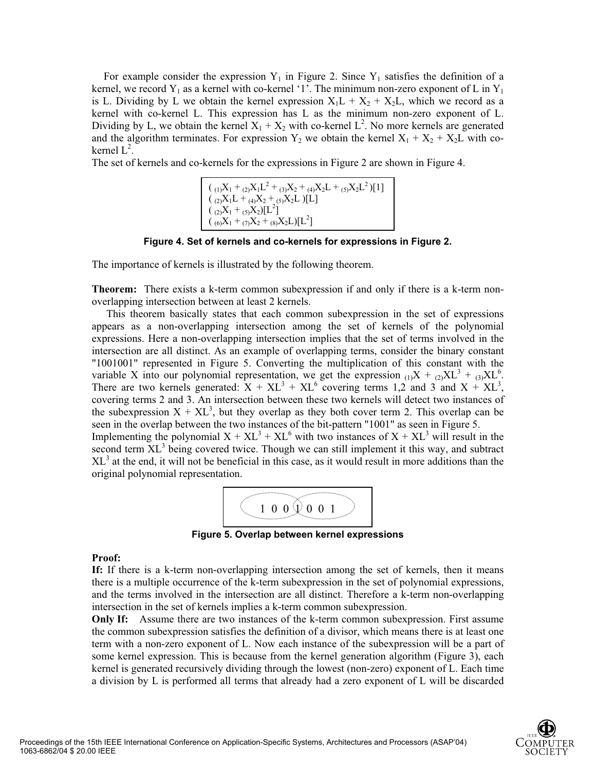For example consider the expression $Y_1$ in Figure 2. Since $Y_1$ satisfies the definition of a kernel, we record $Y_1$ as a kernel with co-kernel '1'. The minimum non-zero exponent of L in $Y_1$ is L. Dividing by L we obtain the kernel expression $X_1L + X_2 + X_2L$, which we record as a kernel with co-kernel L. This expression has L as the minimum non-zero exponent of L. Dividing by L, we obtain the kernel $X_1 + X_2$ with co-kernel $L^2$. No more kernels are generated and the algorithm terminates. For expression $Y_2$ we obtain the kernel $X_1 + X_2 + X_2L$ with co-kernel $L^2$.

The set of kernels and co-kernels for the expressions in Figure 2 are shown in Figure 4.

$$( {}_{(1)}X_1 + {}_{(2)}X_1L^2 + {}_{(3)}X_2 + {}_{(4)}X_2L + {}_{(5)}X_2L^2 )[1]$$
$$( {}_{(2)}X_1L + {}_{(4)}X_2 + {}_{(5)}X_2L )[L]$$
$$( {}_{(2)}X_1 + {}_{(5)}X_2)[L^2]$$
$$( {}_{(6)}X_1 + {}_{(7)}X_2 + {}_{(8)}X_2L)[L^2]$$

**Figure 4. Set of kernels and co-kernels for expressions in Figure 2.**

The importance of kernels is illustrated by the following theorem.

**Theorem:** There exists a k-term common subexpression if and only if there is a k-term non-overlapping intersection between at least 2 kernels.

This theorem basically states that each common subexpression in the set of expressions appears as a non-overlapping intersection among the set of kernels of the polynomial expressions. Here a non-overlapping intersection implies that the set of terms involved in the intersection are all distinct. As an example of overlapping terms, consider the binary constant "1001001" represented in Figure 5. Converting the multiplication of this constant with the variable X into our polynomial representation, we get the expression ${}_{(1)}X + {}_{(2)}XL^3 + {}_{(3)}XL^6$. There are two kernels generated: $X + XL^3 + XL^6$ covering terms 1,2 and 3 and $X + XL^3$, covering terms 2 and 3. An intersection between these two kernels will detect two instances of the subexpression $X + XL^3$, but they overlap as they both cover term 2. This overlap can be seen in the overlap between the two instances of the bit-pattern "1001" as seen in Figure 5.

Implementing the polynomial $X + XL^3 + XL^6$ with two instances of $X + XL^3$ will result in the second term $XL^3$ being covered twice. Though we can still implement it this way, and subtract $XL^3$ at the end, it will not be beneficial in this case, as it would result in more additions than the original polynomial representation.

1 0 0 1 0 0 1

**Figure 5. Overlap between kernel expressions**

**Proof:**

**If:** If there is a k-term non-overlapping intersection among the set of kernels, then it means there is a multiple occurrence of the k-term subexpression in the set of polynomial expressions, and the terms involved in the intersection are all distinct. Therefore a k-term non-overlapping intersection in the set of kernels implies a k-term common subexpression.

**Only If:** Assume there are two instances of the k-term common subexpression. First assume the common subexpression satisfies the definition of a divisor, which means there is at least one term with a non-zero exponent of L. Now each instance of the subexpression will be a part of some kernel expression. This is because from the kernel generation algorithm (Figure 3), each kernel is generated recursively dividing through the lowest (non-zero) exponent of L. Each time a division by L is performed all terms that already had a zero exponent of L will be discarded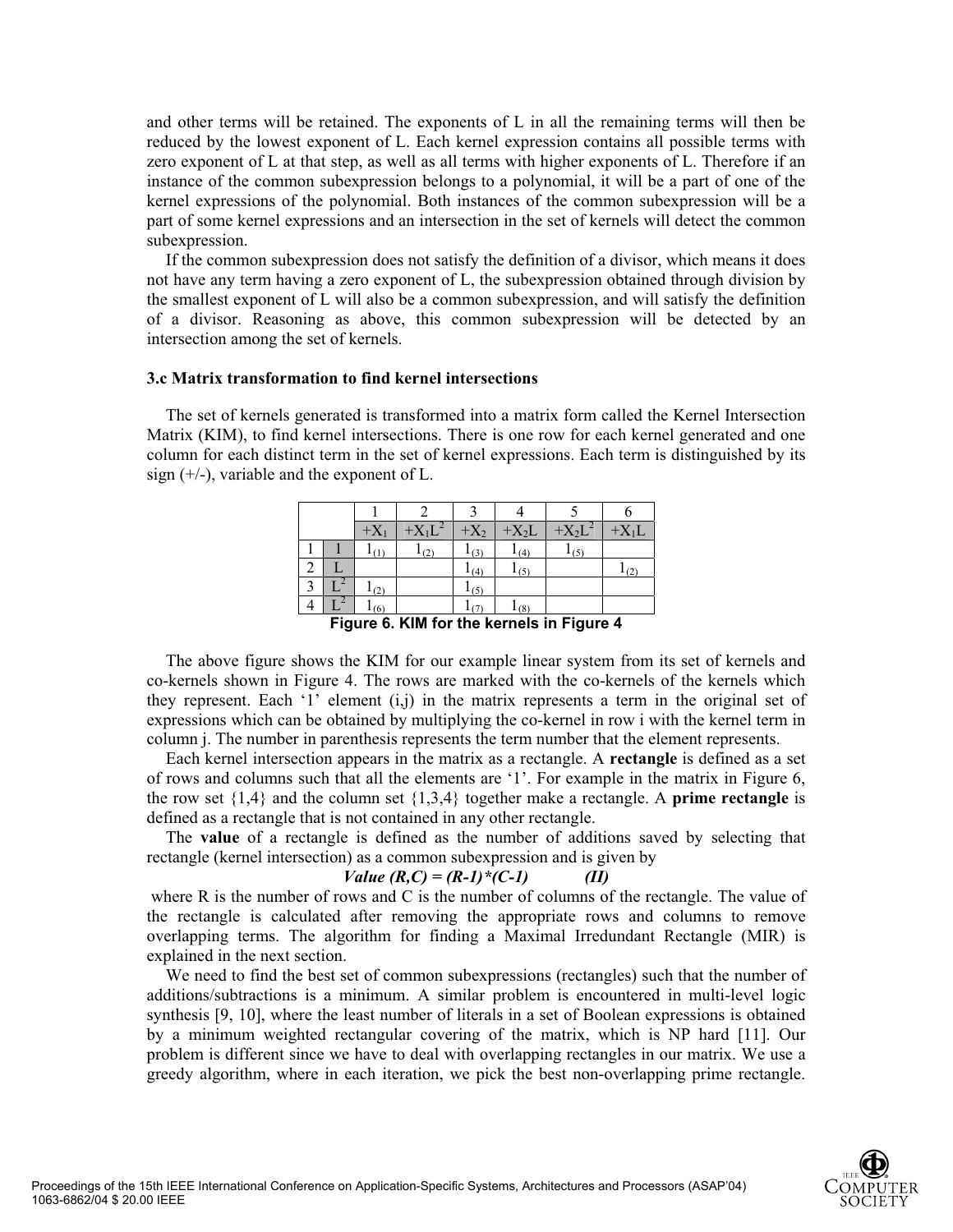and other terms will be retained. The exponents of L in all the remaining terms will then be reduced by the lowest exponent of L. Each kernel expression contains all possible terms with zero exponent of L at that step, as well as all terms with higher exponents of L. Therefore if an instance of the common subexpression belongs to a polynomial, it will be a part of one of the kernel expressions of the polynomial. Both instances of the common subexpression will be a part of some kernel expressions and an intersection in the set of kernels will detect the common subexpression.

If the common subexpression does not satisfy the definition of a divisor, which means it does not have any term having a zero exponent of L, the subexpression obtained through division by the smallest exponent of L will also be a common subexpression, and will satisfy the definition of a divisor. Reasoning as above, this common subexpression will be detected by an intersection among the set of kernels.

### 3.c Matrix transformation to find kernel intersections

The set of kernels generated is transformed into a matrix form called the Kernel Intersection Matrix (KIM), to find kernel intersections. There is one row for each kernel generated and one column for each distinct term in the set of kernel expressions. Each term is distinguished by its sign (+/-), variable and the exponent of L.

| | | 1 | 2 | 3 | 4 | 5 | 6 |
|---|---|---|---|---|---|---|---|
| | | $+X_1$ | $+X_1L^2$ | $+X_2$ | $+X_2L$ | $+X_2L^2$ | $+X_1L$ |
| 1 | 1 | $1_{(1)}$ | $1_{(2)}$ | $1_{(3)}$ | $1_{(4)}$ | $1_{(5)}$ | |
| 2 | L | | | $1_{(4)}$ | $1_{(5)}$ | | $1_{(2)}$ |
| 3 | $L^2$ | $1_{(2)}$ | | $1_{(5)}$ | | | |
| 4 | $L^2$ | $1_{(6)}$ | | $1_{(7)}$ | $1_{(8)}$ | | |

**Figure 6. KIM for the kernels in Figure 4**

The above figure shows the KIM for our example linear system from its set of kernels and co-kernels shown in Figure 4. The rows are marked with the co-kernels of the kernels which they represent. Each '1' element (i,j) in the matrix represents a term in the original set of expressions which can be obtained by multiplying the co-kernel in row i with the kernel term in column j. The number in parenthesis represents the term number that the element represents.

Each kernel intersection appears in the matrix as a rectangle. A **rectangle** is defined as a set of rows and columns such that all the elements are '1'. For example in the matrix in Figure 6, the row set {1,4} and the column set {1,3,4} together make a rectangle. A **prime rectangle** is defined as a rectangle that is not contained in any other rectangle.

The **value** of a rectangle is defined as the number of additions saved by selecting that rectangle (kernel intersection) as a common subexpression and is given by

$$Value\ (R,C) = (R-1)*(C-1) \qquad (II)$$

where R is the number of rows and C is the number of columns of the rectangle. The value of the rectangle is calculated after removing the appropriate rows and columns to remove overlapping terms. The algorithm for finding a Maximal Irredundant Rectangle (MIR) is explained in the next section.

We need to find the best set of common subexpressions (rectangles) such that the number of additions/subtractions is a minimum. A similar problem is encountered in multi-level logic synthesis [9, 10], where the least number of literals in a set of Boolean expressions is obtained by a minimum weighted rectangular covering of the matrix, which is NP hard [11]. Our problem is different since we have to deal with overlapping rectangles in our matrix. We use a greedy algorithm, where in each iteration, we pick the best non-overlapping prime rectangle.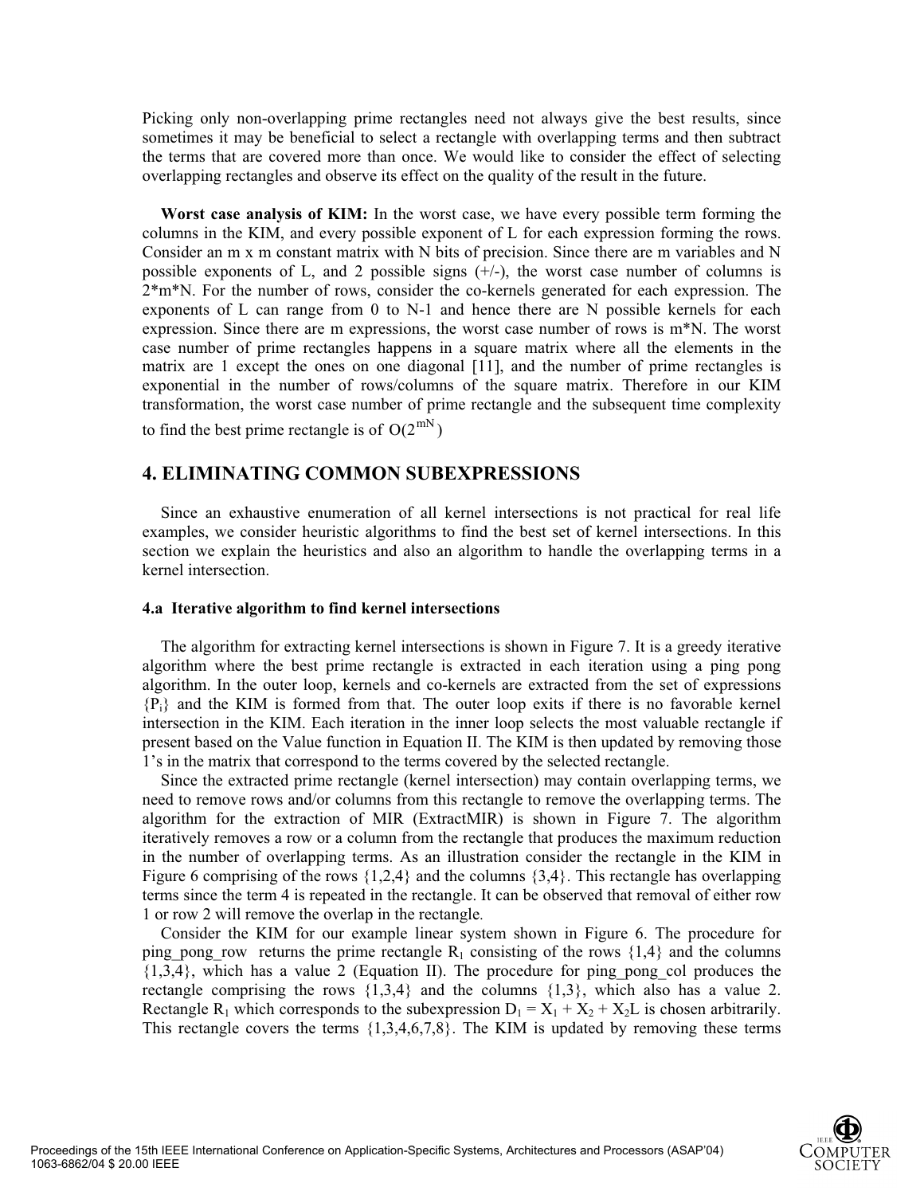Picking only non-overlapping prime rectangles need not always give the best results, since sometimes it may be beneficial to select a rectangle with overlapping terms and then subtract the terms that are covered more than once. We would like to consider the effect of selecting overlapping rectangles and observe its effect on the quality of the result in the future.

**Worst case analysis of KIM:** In the worst case, we have every possible term forming the columns in the KIM, and every possible exponent of L for each expression forming the rows. Consider an m x m constant matrix with N bits of precision. Since there are m variables and N possible exponents of L, and 2 possible signs (+/-), the worst case number of columns is 2*m*N. For the number of rows, consider the co-kernels generated for each expression. The exponents of L can range from 0 to N-1 and hence there are N possible kernels for each expression. Since there are m expressions, the worst case number of rows is m*N. The worst case number of prime rectangles happens in a square matrix where all the elements in the matrix are 1 except the ones on one diagonal [11], and the number of prime rectangles is exponential in the number of rows/columns of the square matrix. Therefore in our KIM transformation, the worst case number of prime rectangle and the subsequent time complexity to find the best prime rectangle is of $O(2^{mN})$

## 4. ELIMINATING COMMON SUBEXPRESSIONS

Since an exhaustive enumeration of all kernel intersections is not practical for real life examples, we consider heuristic algorithms to find the best set of kernel intersections. In this section we explain the heuristics and also an algorithm to handle the overlapping terms in a kernel intersection.

### 4.a Iterative algorithm to find kernel intersections

The algorithm for extracting kernel intersections is shown in Figure 7. It is a greedy iterative algorithm where the best prime rectangle is extracted in each iteration using a ping pong algorithm. In the outer loop, kernels and co-kernels are extracted from the set of expressions $\{P_i\}$ and the KIM is formed from that. The outer loop exits if there is no favorable kernel intersection in the KIM. Each iteration in the inner loop selects the most valuable rectangle if present based on the Value function in Equation II. The KIM is then updated by removing those 1's in the matrix that correspond to the terms covered by the selected rectangle.

Since the extracted prime rectangle (kernel intersection) may contain overlapping terms, we need to remove rows and/or columns from this rectangle to remove the overlapping terms. The algorithm for the extraction of MIR (ExtractMIR) is shown in Figure 7. The algorithm iteratively removes a row or a column from the rectangle that produces the maximum reduction in the number of overlapping terms. As an illustration consider the rectangle in the KIM in Figure 6 comprising of the rows {1,2,4} and the columns {3,4}. This rectangle has overlapping terms since the term 4 is repeated in the rectangle. It can be observed that removal of either row 1 or row 2 will remove the overlap in the rectangle.

Consider the KIM for our example linear system shown in Figure 6. The procedure for ping_pong_row returns the prime rectangle $R_1$ consisting of the rows {1,4} and the columns {1,3,4}, which has a value 2 (Equation II). The procedure for ping_pong_col produces the rectangle comprising the rows {1,3,4} and the columns {1,3}, which also has a value 2. Rectangle $R_1$ which corresponds to the subexpression $D_1 = X_1 + X_2 + X_2L$ is chosen arbitrarily. This rectangle covers the terms {1,3,4,6,7,8}. The KIM is updated by removing these terms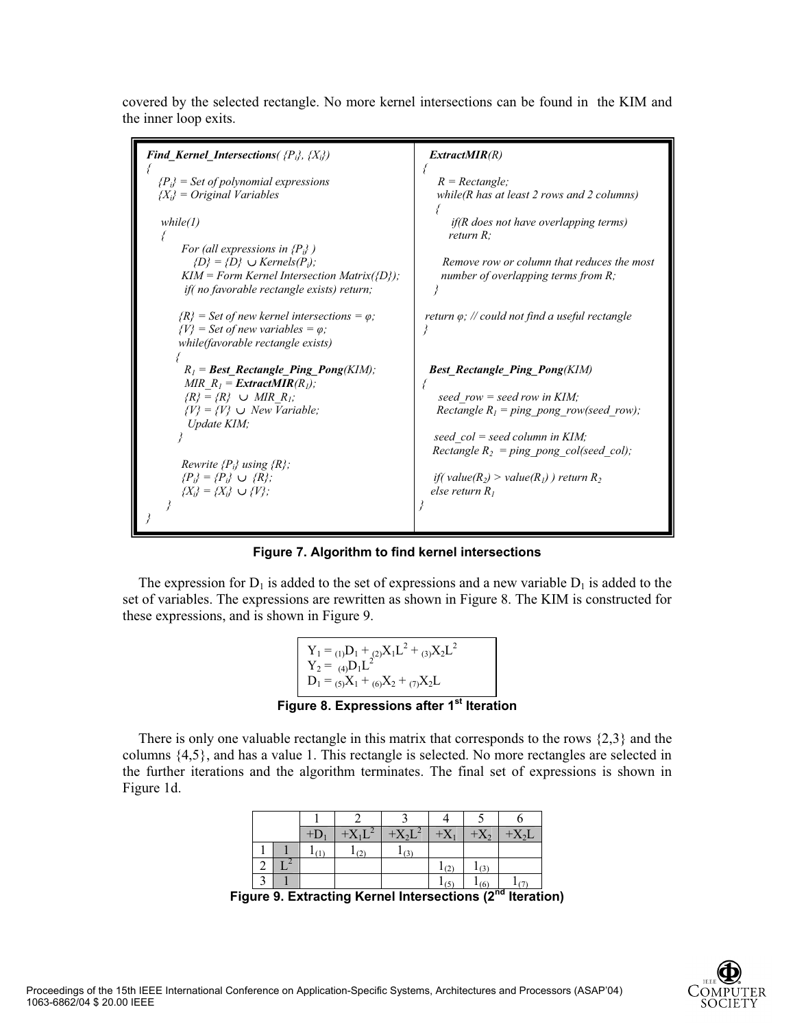covered by the selected rectangle. No more kernel intersections can be found in the KIM and the inner loop exits.

```
Find_Kernel_Intersections( {Pi}, {Xi})
{
   {Pi} = Set of polynomial expressions
   {Xi} = Original Variables

   while(1)
   {
       For (all expressions in {Pi} )
           {D} = {D} ∪ Kernels(Pi);
       KIM = Form Kernel Intersection Matrix({D});
       if( no favorable rectangle exists) return;

       {R} = Set of new kernel intersections = φ;
       {V} = Set of new variables = φ;
       while(favorable rectangle exists)
       {
          R1 = Best_Rectangle_Ping_Pong(KIM);
          MIR_R1 = ExtractMIR(R1);
          {R} = {R} ∪ MIR_R1;
          {V} = {V} ∪ New Variable;
          Update KIM;
       }

       Rewrite {Pi} using {R};
       {Pi} = {Pi} ∪ {R};
       {Xi} = {Xi} ∪ {V};
   }
}

ExtractMIR(R)
{
   R = Rectangle;
   while(R has at least 2 rows and 2 columns)
   {
       if(R does not have overlapping terms)
       return R;

       Remove row or column that reduces the most
       number of overlapping terms from R;
   }

   return φ; // could not find a useful rectangle
}

Best_Rectangle_Ping_Pong(KIM)
{
   seed_row = seed row in KIM;
   Rectangle R1 = ping_pong_row(seed_row);

   seed_col = seed column in KIM;
   Rectangle R2 = ping_pong_col(seed_col);

   if( value(R2) > value(R1) ) return R2
   else return R1
}
```

**Figure 7. Algorithm to find kernel intersections**

The expression for $D_1$ is added to the set of expressions and a new variable $D_1$ is added to the set of variables. The expressions are rewritten as shown in Figure 8. The KIM is constructed for these expressions, and is shown in Figure 9.

$$Y_1 = {}_{(1)}D_1 + {}_{(2)}X_1L^2 + {}_{(3)}X_2L^2$$
$$Y_2 = {}_{(4)}D_1L^2$$
$$D_1 = {}_{(5)}X_1 + {}_{(6)}X_2 + {}_{(7)}X_2L$$

**Figure 8. Expressions after 1st Iteration**

There is only one valuable rectangle in this matrix that corresponds to the rows {2,3} and the columns {4,5}, and has a value 1. This rectangle is selected. No more rectangles are selected in the further iterations and the algorithm terminates. The final set of expressions is shown in Figure 1d.

| | | 1 | 2 | 3 | 4 | 5 | 6 |
|---|---|---|---|---|---|---|---|
| | | $+D_1$ | $+X_1L^2$ | $+X_2L^2$ | $+X_1$ | $+X_2$ | $+X_2L$ |
| 1 | 1 | $1_{(1)}$ | $1_{(2)}$ | $1_{(3)}$ | | | |
| 2 | $L^2$ | | | | $1_{(2)}$ | $1_{(3)}$ | |
| 3 | 1 | | | | $1_{(5)}$ | $1_{(6)}$ | $1_{(7)}$ |

**Figure 9. Extracting Kernel Intersections (2nd Iteration)**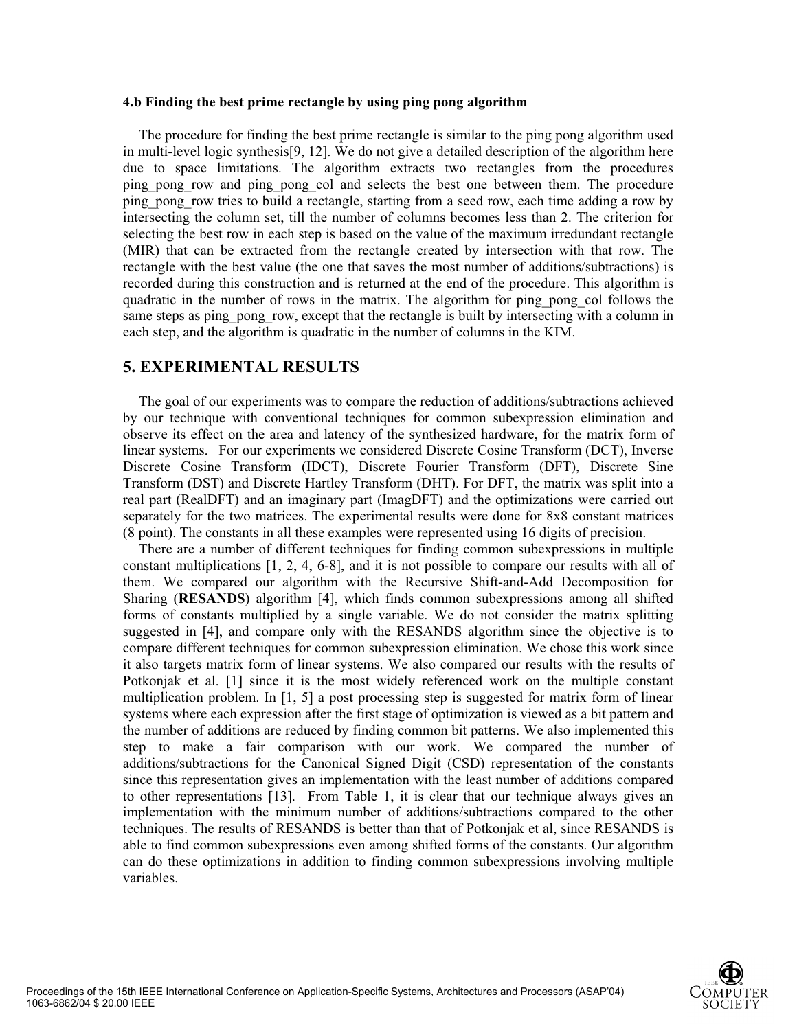### 4.b Finding the best prime rectangle by using ping pong algorithm

The procedure for finding the best prime rectangle is similar to the ping pong algorithm used in multi-level logic synthesis[9, 12]. We do not give a detailed description of the algorithm here due to space limitations. The algorithm extracts two rectangles from the procedures ping_pong_row and ping_pong_col and selects the best one between them. The procedure ping_pong_row tries to build a rectangle, starting from a seed row, each time adding a row by intersecting the column set, till the number of columns becomes less than 2. The criterion for selecting the best row in each step is based on the value of the maximum irredundant rectangle (MIR) that can be extracted from the rectangle created by intersection with that row. The rectangle with the best value (the one that saves the most number of additions/subtractions) is recorded during this construction and is returned at the end of the procedure. This algorithm is quadratic in the number of rows in the matrix. The algorithm for ping_pong_col follows the same steps as ping_pong_row, except that the rectangle is built by intersecting with a column in each step, and the algorithm is quadratic in the number of columns in the KIM.

## 5. EXPERIMENTAL RESULTS

The goal of our experiments was to compare the reduction of additions/subtractions achieved by our technique with conventional techniques for common subexpression elimination and observe its effect on the area and latency of the synthesized hardware, for the matrix form of linear systems. For our experiments we considered Discrete Cosine Transform (DCT), Inverse Discrete Cosine Transform (IDCT), Discrete Fourier Transform (DFT), Discrete Sine Transform (DST) and Discrete Hartley Transform (DHT). For DFT, the matrix was split into a real part (RealDFT) and an imaginary part (ImagDFT) and the optimizations were carried out separately for the two matrices. The experimental results were done for 8x8 constant matrices (8 point). The constants in all these examples were represented using 16 digits of precision.

There are a number of different techniques for finding common subexpressions in multiple constant multiplications [1, 2, 4, 6-8], and it is not possible to compare our results with all of them. We compared our algorithm with the Recursive Shift-and-Add Decomposition for Sharing (**RESANDS**) algorithm [4], which finds common subexpressions among all shifted forms of constants multiplied by a single variable. We do not consider the matrix splitting suggested in [4], and compare only with the RESANDS algorithm since the objective is to compare different techniques for common subexpression elimination. We chose this work since it also targets matrix form of linear systems. We also compared our results with the results of Potkonjak et al. [1] since it is the most widely referenced work on the multiple constant multiplication problem. In [1, 5] a post processing step is suggested for matrix form of linear systems where each expression after the first stage of optimization is viewed as a bit pattern and the number of additions are reduced by finding common bit patterns. We also implemented this step to make a fair comparison with our work. We compared the number of additions/subtractions for the Canonical Signed Digit (CSD) representation of the constants since this representation gives an implementation with the least number of additions compared to other representations [13]. From Table 1, it is clear that our technique always gives an implementation with the minimum number of additions/subtractions compared to the other techniques. The results of RESANDS is better than that of Potkonjak et al, since RESANDS is able to find common subexpressions even among shifted forms of the constants. Our algorithm can do these optimizations in addition to finding common subexpressions involving multiple variables.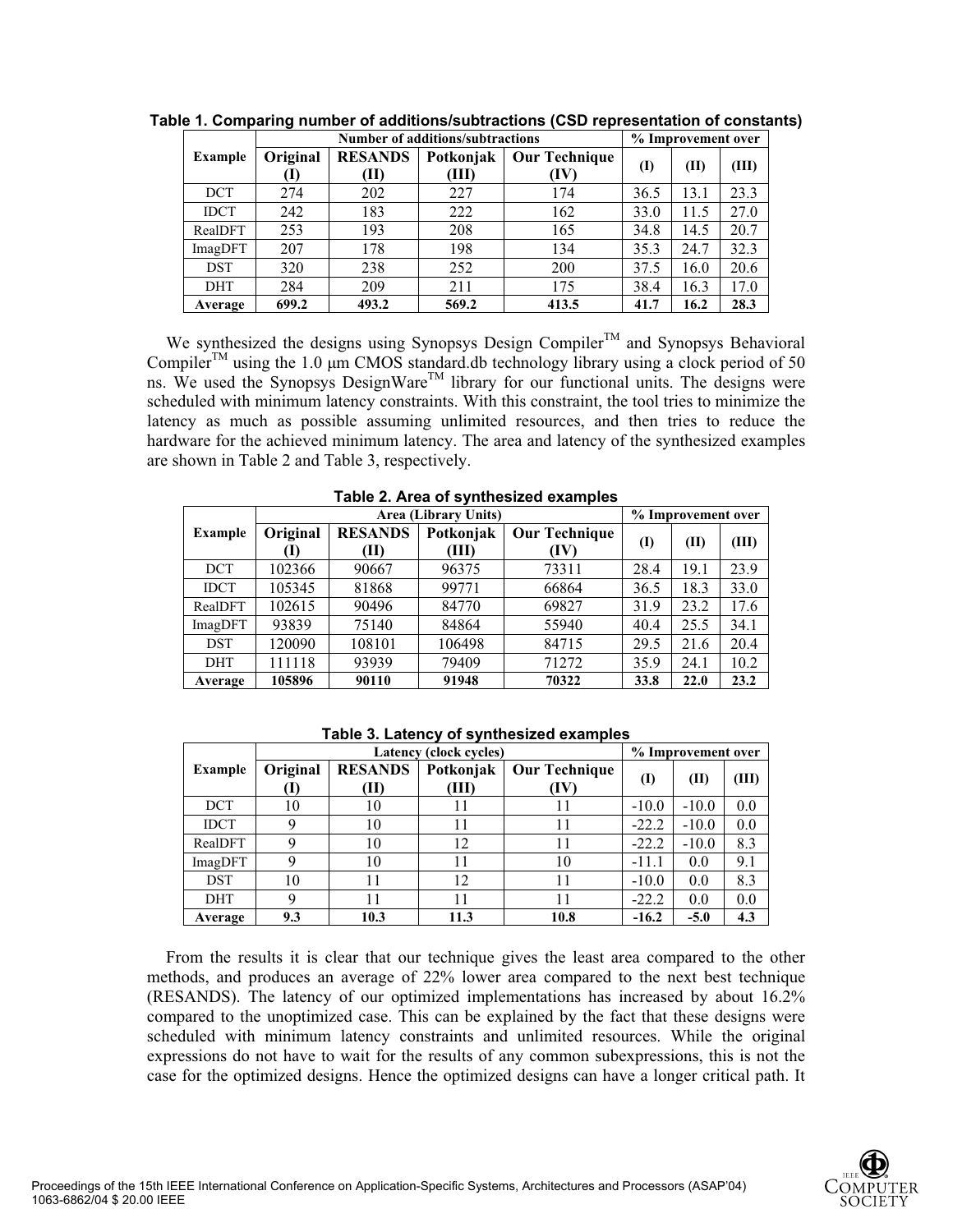**Table 1. Comparing number of additions/subtractions (CSD representation of constants)**

| Example | Number of additions/subtractions | | | | % Improvement over | | |
|---|---|---|---|---|---|---|---|
| | Original (I) | RESANDS (II) | Potkonjak (III) | Our Technique (IV) | (I) | (II) | (III) |
| DCT | 274 | 202 | 227 | 174 | 36.5 | 13.1 | 23.3 |
| IDCT | 242 | 183 | 222 | 162 | 33.0 | 11.5 | 27.0 |
| RealDFT | 253 | 193 | 208 | 165 | 34.8 | 14.5 | 20.7 |
| ImagDFT | 207 | 178 | 198 | 134 | 35.3 | 24.7 | 32.3 |
| DST | 320 | 238 | 252 | 200 | 37.5 | 16.0 | 20.6 |
| DHT | 284 | 209 | 211 | 175 | 38.4 | 16.3 | 17.0 |
| **Average** | **699.2** | **493.2** | **569.2** | **413.5** | **41.7** | **16.2** | **28.3** |

We synthesized the designs using Synopsys Design Compiler™ and Synopsys Behavioral Compiler™ using the 1.0 µm CMOS standard.db technology library using a clock period of 50 ns. We used the Synopsys DesignWare™ library for our functional units. The designs were scheduled with minimum latency constraints. With this constraint, the tool tries to minimize the latency as much as possible assuming unlimited resources, and then tries to reduce the hardware for the achieved minimum latency. The area and latency of the synthesized examples are shown in Table 2 and Table 3, respectively.

**Table 2. Area of synthesized examples**

| Example | Area (Library Units) | | | | % Improvement over | | |
|---|---|---|---|---|---|---|---|
| | Original (I) | RESANDS (II) | Potkonjak (III) | Our Technique (IV) | (I) | (II) | (III) |
| DCT | 102366 | 90667 | 96375 | 73311 | 28.4 | 19.1 | 23.9 |
| IDCT | 105345 | 81868 | 99771 | 66864 | 36.5 | 18.3 | 33.0 |
| RealDFT | 102615 | 90496 | 84770 | 69827 | 31.9 | 23.2 | 17.6 |
| ImagDFT | 93839 | 75140 | 84864 | 55940 | 40.4 | 25.5 | 34.1 |
| DST | 120090 | 108101 | 106498 | 84715 | 29.5 | 21.6 | 20.4 |
| DHT | 111118 | 93939 | 79409 | 71272 | 35.9 | 24.1 | 10.2 |
| **Average** | **105896** | **90110** | **91948** | **70322** | **33.8** | **22.0** | **23.2** |

**Table 3. Latency of synthesized examples**

| Example | Latency (clock cycles) | | | | % Improvement over | | |
|---|---|---|---|---|---|---|---|
| | Original (I) | RESANDS (II) | Potkonjak (III) | Our Technique (IV) | (I) | (II) | (III) |
| DCT | 10 | 10 | 11 | 11 | -10.0 | -10.0 | 0.0 |
| IDCT | 9 | 10 | 11 | 11 | -22.2 | -10.0 | 0.0 |
| RealDFT | 9 | 10 | 12 | 11 | -22.2 | -10.0 | 8.3 |
| ImagDFT | 9 | 10 | 11 | 10 | -11.1 | 0.0 | 9.1 |
| DST | 10 | 11 | 12 | 11 | -10.0 | 0.0 | 8.3 |
| DHT | 9 | 11 | 11 | 11 | -22.2 | 0.0 | 0.0 |
| **Average** | **9.3** | **10.3** | **11.3** | **10.8** | **-16.2** | **-5.0** | **4.3** |

From the results it is clear that our technique gives the least area compared to the other methods, and produces an average of 22% lower area compared to the next best technique (RESANDS). The latency of our optimized implementations has increased by about 16.2% compared to the unoptimized case. This can be explained by the fact that these designs were scheduled with minimum latency constraints and unlimited resources. While the original expressions do not have to wait for the results of any common subexpressions, this is not the case for the optimized designs. Hence the optimized designs can have a longer critical path. It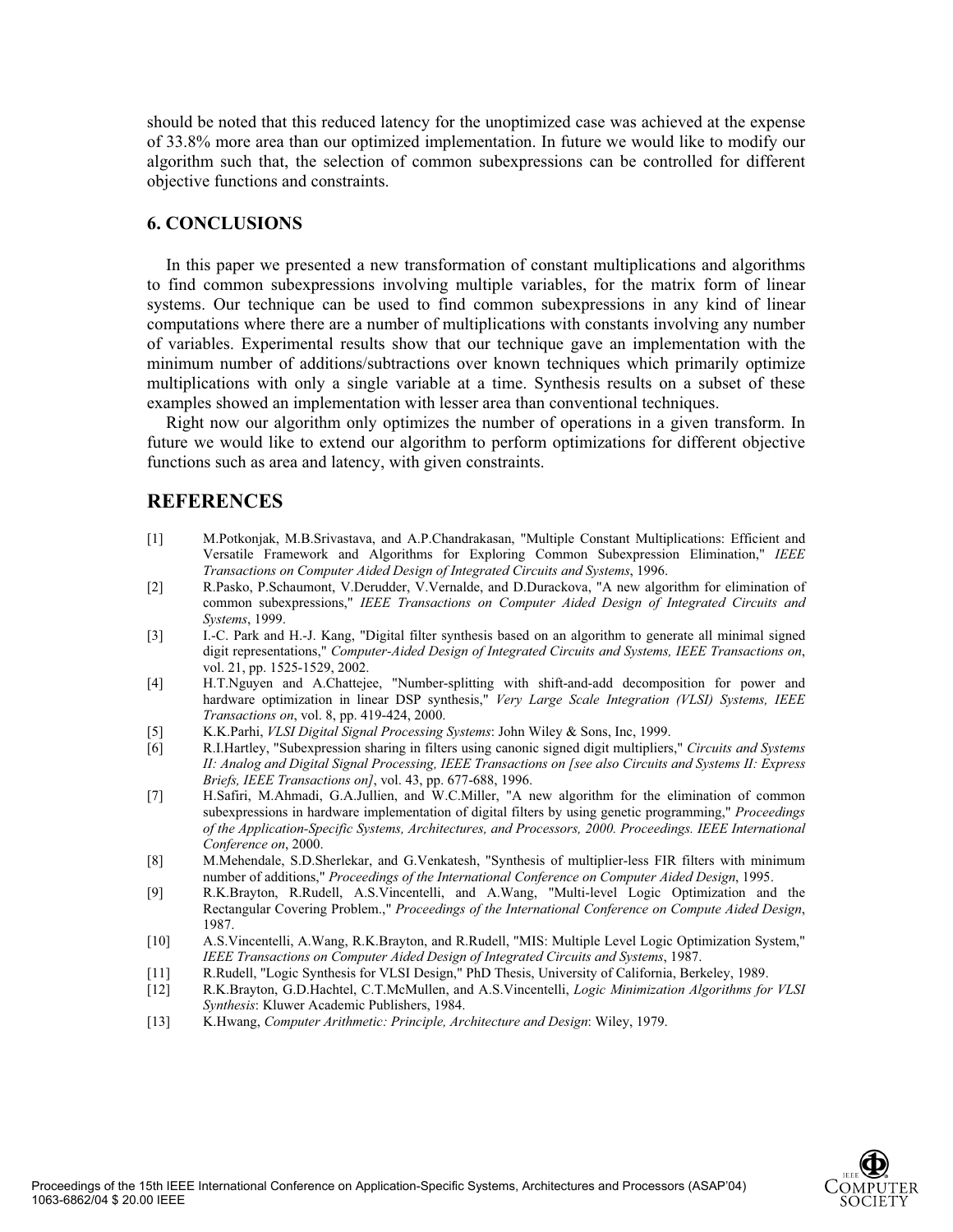should be noted that this reduced latency for the unoptimized case was achieved at the expense of 33.8% more area than our optimized implementation. In future we would like to modify our algorithm such that, the selection of common subexpressions can be controlled for different objective functions and constraints.

## 6. CONCLUSIONS

In this paper we presented a new transformation of constant multiplications and algorithms to find common subexpressions involving multiple variables, for the matrix form of linear systems. Our technique can be used to find common subexpressions in any kind of linear computations where there are a number of multiplications with constants involving any number of variables. Experimental results show that our technique gave an implementation with the minimum number of additions/subtractions over known techniques which primarily optimize multiplications with only a single variable at a time. Synthesis results on a subset of these examples showed an implementation with lesser area than conventional techniques.

Right now our algorithm only optimizes the number of operations in a given transform. In future we would like to extend our algorithm to perform optimizations for different objective functions such as area and latency, with given constraints.

## REFERENCES

[1] M.Potkonjak, M.B.Srivastava, and A.P.Chandrakasan, "Multiple Constant Multiplications: Efficient and Versatile Framework and Algorithms for Exploring Common Subexpression Elimination," *IEEE Transactions on Computer Aided Design of Integrated Circuits and Systems*, 1996.

[2] R.Pasko, P.Schaumont, V.Derudder, V.Vernalde, and D.Durackova, "A new algorithm for elimination of common subexpressions," *IEEE Transactions on Computer Aided Design of Integrated Circuits and Systems*, 1999.

[3] I.-C. Park and H.-J. Kang, "Digital filter synthesis based on an algorithm to generate all minimal signed digit representations," *Computer-Aided Design of Integrated Circuits and Systems, IEEE Transactions on*, vol. 21, pp. 1525-1529, 2002.

[4] H.T.Nguyen and A.Chattejee, "Number-splitting with shift-and-add decomposition for power and hardware optimization in linear DSP synthesis," *Very Large Scale Integration (VLSI) Systems, IEEE Transactions on*, vol. 8, pp. 419-424, 2000.

[5] K.K.Parhi, *VLSI Digital Signal Processing Systems*: John Wiley & Sons, Inc, 1999.

[6] R.I.Hartley, "Subexpression sharing in filters using canonic signed digit multipliers," *Circuits and Systems II: Analog and Digital Signal Processing, IEEE Transactions on [see also Circuits and Systems II: Express Briefs, IEEE Transactions on]*, vol. 43, pp. 677-688, 1996.

[7] H.Safiri, M.Ahmadi, G.A.Jullien, and W.C.Miller, "A new algorithm for the elimination of common subexpressions in hardware implementation of digital filters by using genetic programming," *Proceedings of the Application-Specific Systems, Architectures, and Processors, 2000. Proceedings. IEEE International Conference on*, 2000.

[8] M.Mehendale, S.D.Sherlekar, and G.Venkatesh, "Synthesis of multiplier-less FIR filters with minimum number of additions," *Proceedings of the International Conference on Computer Aided Design*, 1995.

[9] R.K.Brayton, R.Rudell, A.S.Vincentelli, and A.Wang, "Multi-level Logic Optimization and the Rectangular Covering Problem.," *Proceedings of the International Conference on Compute Aided Design*, 1987.

[10] A.S.Vincentelli, A.Wang, R.K.Brayton, and R.Rudell, "MIS: Multiple Level Logic Optimization System," *IEEE Transactions on Computer Aided Design of Integrated Circuits and Systems*, 1987.

[11] R.Rudell, "Logic Synthesis for VLSI Design," PhD Thesis, University of California, Berkeley, 1989.

[12] R.K.Brayton, G.D.Hachtel, C.T.McMullen, and A.S.Vincentelli, *Logic Minimization Algorithms for VLSI Synthesis*: Kluwer Academic Publishers, 1984.

[13] K.Hwang, *Computer Arithmetic: Principle, Architecture and Design*: Wiley, 1979.